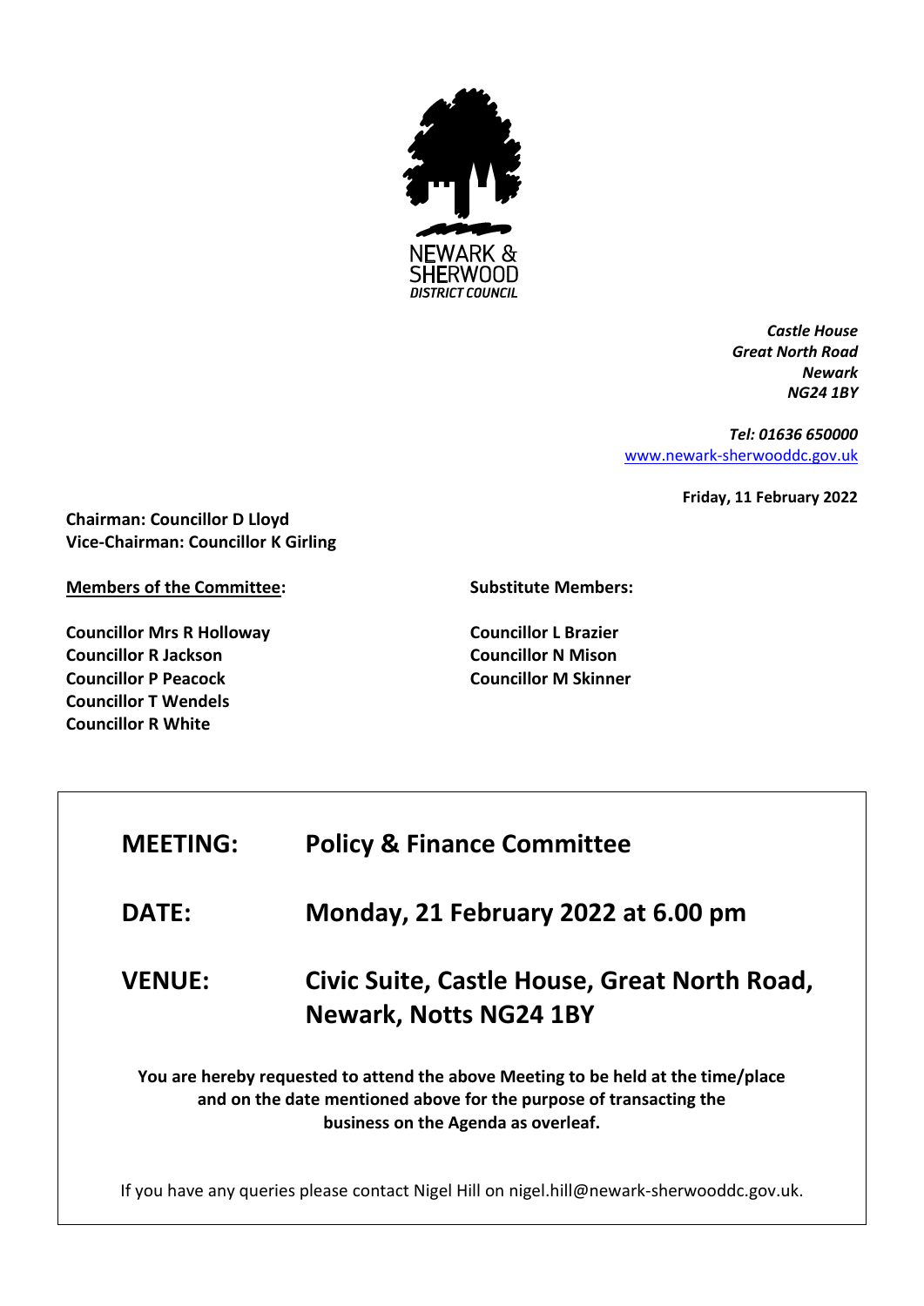NEWARK & SHERWOOD DISTRICT COUNCIL

*Castle House*
*Great North Road*
*Newark*
*NG24 1BY*

*Tel: 01636 650000*
[www.newark-sherwooddc.gov.uk](http://www.newark-sherwooddc.gov.uk)

**Friday, 11 February 2022**

**Chairman: Councillor D Lloyd**
**Vice-Chairman: Councillor K Girling**

**Members of the Committee:**

**Councillor Mrs R Holloway**
**Councillor R Jackson**
**Councillor P Peacock**
**Councillor T Wendels**
**Councillor R White**

**Substitute Members:**

**Councillor L Brazier**
**Councillor N Mison**
**Councillor M Skinner**

| | |
|---|---|
| **MEETING:** | **Policy & Finance Committee** |
| **DATE:** | **Monday, 21 February 2022 at 6.00 pm** |
| **VENUE:** | **Civic Suite, Castle House, Great North Road, Newark, Notts NG24 1BY** |

**You are hereby requested to attend the above Meeting to be held at the time/place and on the date mentioned above for the purpose of transacting the business on the Agenda as overleaf.**

If you have any queries please contact Nigel Hill on nigel.hill@newark-sherwooddc.gov.uk.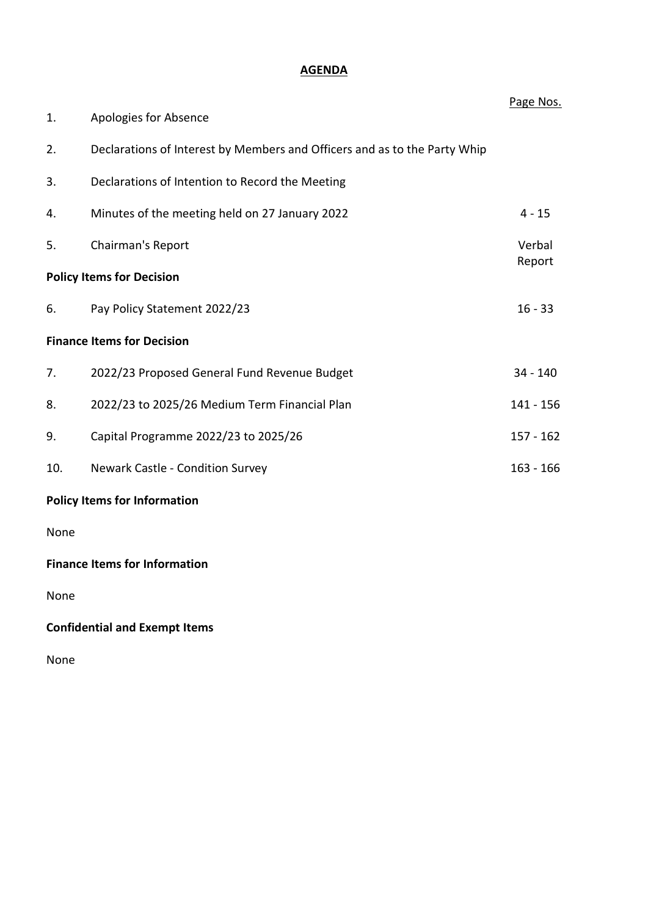**AGENDA**

| | | Page Nos. |
|---|---|---|
| 1. | Apologies for Absence | |
| 2. | Declarations of Interest by Members and Officers and as to the Party Whip | |
| 3. | Declarations of Intention to Record the Meeting | |
| 4. | Minutes of the meeting held on 27 January 2022 | 4 - 15 |
| 5. | Chairman's Report | Verbal Report |

**Policy Items for Decision**

| | | |
|---|---|---|
| 6. | Pay Policy Statement 2022/23 | 16 - 33 |

**Finance Items for Decision**

| | | |
|---|---|---|
| 7. | 2022/23 Proposed General Fund Revenue Budget | 34 - 140 |
| 8. | 2022/23 to 2025/26 Medium Term Financial Plan | 141 - 156 |
| 9. | Capital Programme 2022/23 to 2025/26 | 157 - 162 |
| 10. | Newark Castle - Condition Survey | 163 - 166 |

**Policy Items for Information**

None

**Finance Items for Information**

None

**Confidential and Exempt Items**

None